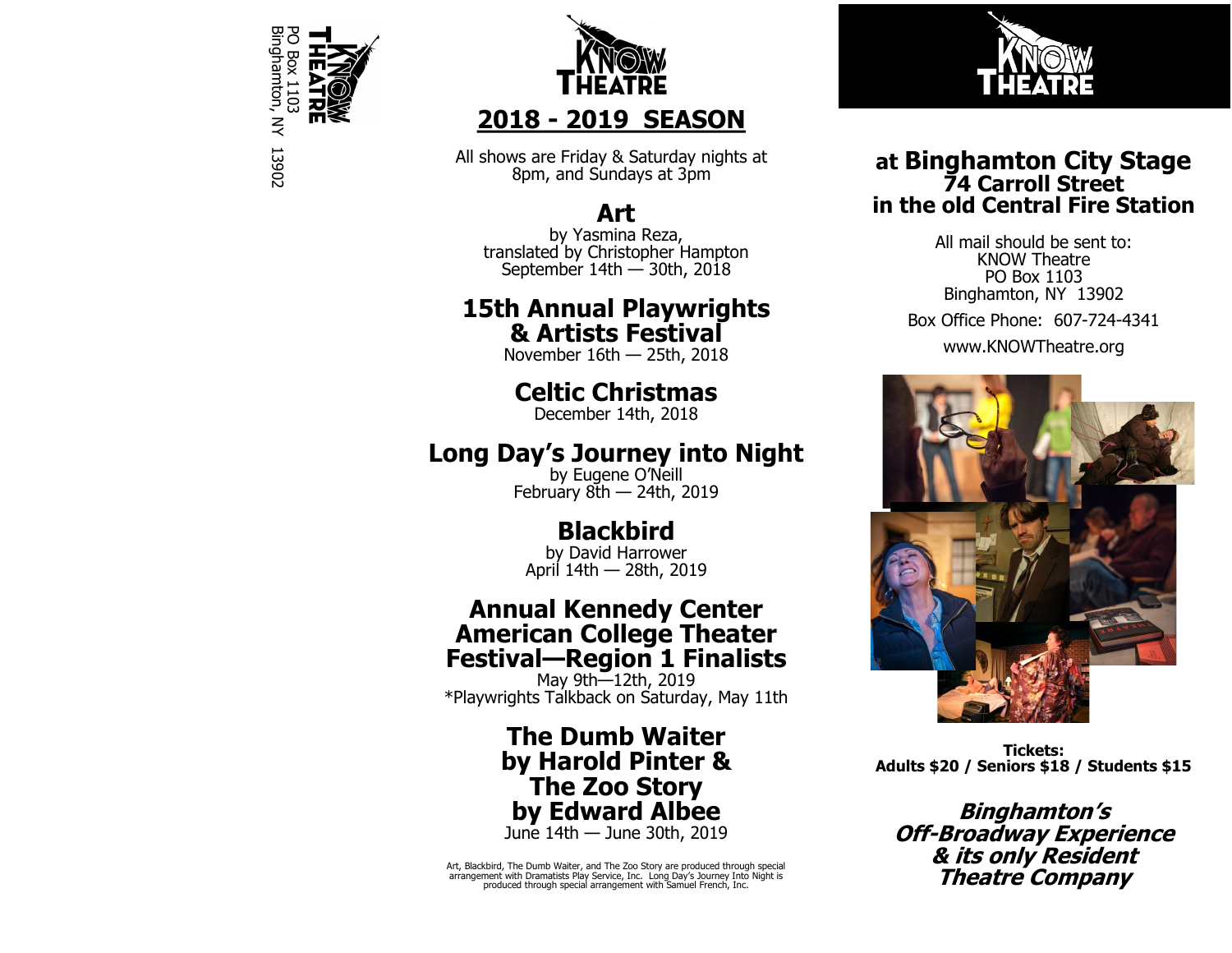KNOW THEATRE
PO Box 1103
Binghamton, NY 13902

KNOW THEATRE

# 2018 - 2019 SEASON

All shows are Friday & Saturday nights at 8pm, and Sundays at 3pm

## Art
by Yasmina Reza,
translated by Christopher Hampton
September 14th — 30th, 2018

## 15th Annual Playwrights & Artists Festival
November 16th — 25th, 2018

## Celtic Christmas
December 14th, 2018

## Long Day's Journey into Night
by Eugene O'Neill
February 8th — 24th, 2019

## Blackbird
by David Harrower
April 14th — 28th, 2019

## Annual Kennedy Center American College Theater Festival—Region 1 Finalists
May 9th—12th, 2019
*Playwrights Talkback on Saturday, May 11th

## The Dumb Waiter by Harold Pinter & The Zoo Story by Edward Albee
June 14th — June 30th, 2019

Art, Blackbird, The Dumb Waiter, and The Zoo Story are produced through special arrangement with Dramatists Play Service, Inc. Long Day's Journey Into Night is produced through special arrangement with Samuel French, Inc.

KNOW THEATRE

## at Binghamton City Stage 74 Carroll Street in the old Central Fire Station

All mail should be sent to:
KNOW Theatre
PO Box 1103
Binghamton, NY 13902

Box Office Phone: 607-724-4341

www.KNOWTheatre.org

**Tickets:**
**Adults $20 / Seniors $18 / Students $15**

***Binghamton's Off-Broadway Experience & its only Resident Theatre Company***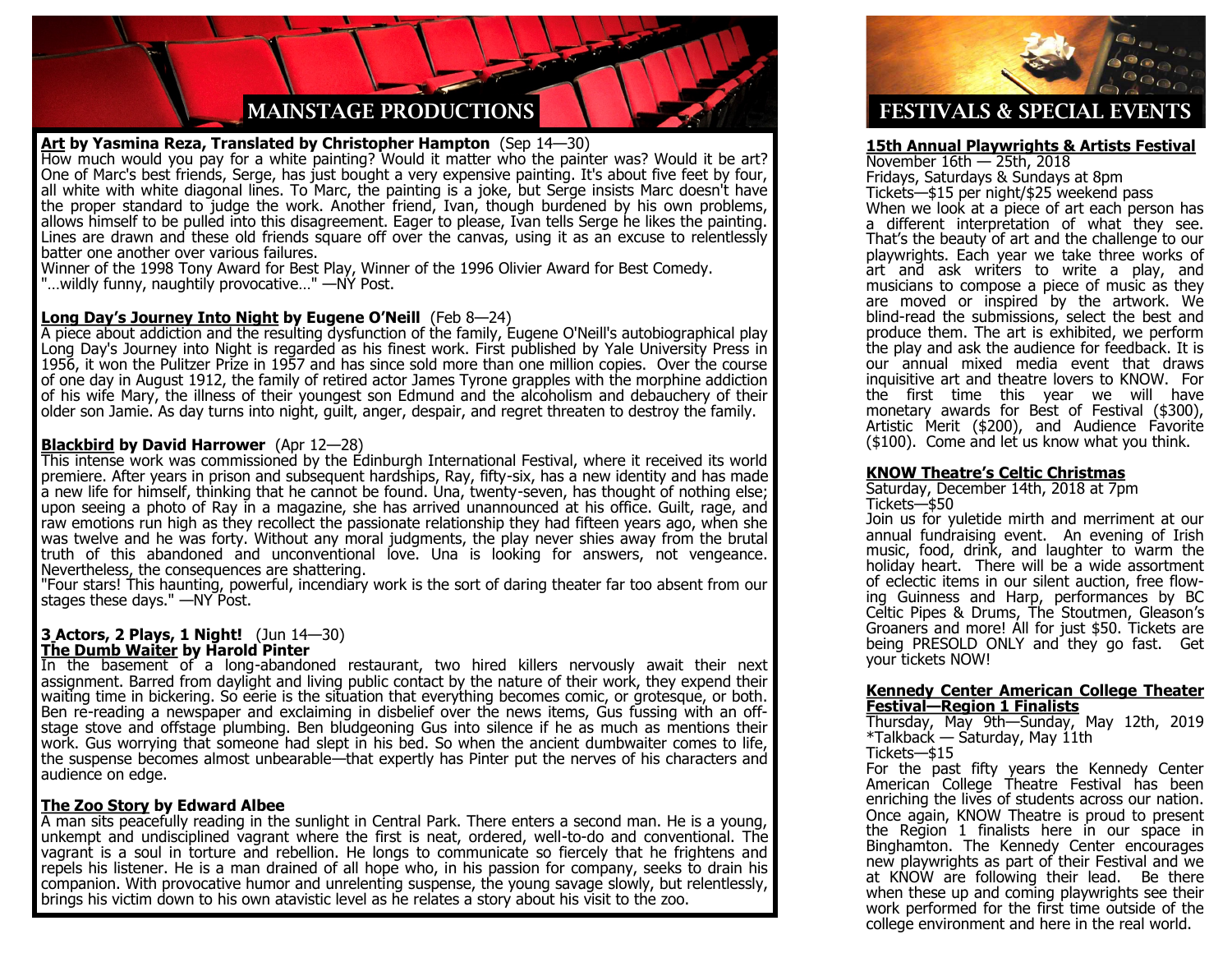# MAINSTAGE PRODUCTIONS

**Art by Yasmina Reza, Translated by Christopher Hampton** (Sep 14—30)
How much would you pay for a white painting? Would it matter who the painter was? Would it be art? One of Marc's best friends, Serge, has just bought a very expensive painting. It's about five feet by four, all white with white diagonal lines. To Marc, the painting is a joke, but Serge insists Marc doesn't have the proper standard to judge the work. Another friend, Ivan, though burdened by his own problems, allows himself to be pulled into this disagreement. Eager to please, Ivan tells Serge he likes the painting. Lines are drawn and these old friends square off over the canvas, using it as an excuse to relentlessly batter one another over various failures.
Winner of the 1998 Tony Award for Best Play, Winner of the 1996 Olivier Award for Best Comedy.
"…wildly funny, naughtily provocative…" —NY Post.

**Long Day's Journey Into Night by Eugene O'Neill** (Feb 8—24)
A piece about addiction and the resulting dysfunction of the family, Eugene O'Neill's autobiographical play Long Day's Journey into Night is regarded as his finest work. First published by Yale University Press in 1956, it won the Pulitzer Prize in 1957 and has since sold more than one million copies. Over the course of one day in August 1912, the family of retired actor James Tyrone grapples with the morphine addiction of his wife Mary, the illness of their youngest son Edmund and the alcoholism and debauchery of their older son Jamie. As day turns into night, guilt, anger, despair, and regret threaten to destroy the family.

**Blackbird by David Harrower** (Apr 12—28)
This intense work was commissioned by the Edinburgh International Festival, where it received its world premiere. After years in prison and subsequent hardships, Ray, fifty-six, has a new identity and has made a new life for himself, thinking that he cannot be found. Una, twenty-seven, has thought of nothing else; upon seeing a photo of Ray in a magazine, she has arrived unannounced at his office. Guilt, rage, and raw emotions run high as they recollect the passionate relationship they had fifteen years ago, when she was twelve and he was forty. Without any moral judgments, the play never shies away from the brutal truth of this abandoned and unconventional love. Una is looking for answers, not vengeance. Nevertheless, the consequences are shattering.
"Four stars! This haunting, powerful, incendiary work is the sort of daring theater far too absent from our stages these days." —NY Post.

**3 Actors, 2 Plays, 1 Night!** (Jun 14—30)
**The Dumb Waiter by Harold Pinter**
In the basement of a long-abandoned restaurant, two hired killers nervously await their next assignment. Barred from daylight and living public contact by the nature of their work, they expend their waiting time in bickering. So eerie is the situation that everything becomes comic, or grotesque, or both. Ben re-reading a newspaper and exclaiming in disbelief over the news items, Gus fussing with an off-stage stove and offstage plumbing. Ben bludgeoning Gus into silence if he as much as mentions their work. Gus worrying that someone had slept in his bed. So when the ancient dumbwaiter comes to life, the suspense becomes almost unbearable—that expertly has Pinter put the nerves of his characters and audience on edge.

**The Zoo Story by Edward Albee**
A man sits peacefully reading in the sunlight in Central Park. There enters a second man. He is a young, unkempt and undisciplined vagrant where the first is neat, ordered, well-to-do and conventional. The vagrant is a soul in torture and rebellion. He longs to communicate so fiercely that he frightens and repels his listener. He is a man drained of all hope who, in his passion for company, seeks to drain his companion. With provocative humor and unrelenting suspense, the young savage slowly, but relentlessly, brings his victim down to his own atavistic level as he relates a story about his visit to the zoo.

# FESTIVALS & SPECIAL EVENTS

**15th Annual Playwrights & Artists Festival**
November 16th — 25th, 2018
Fridays, Saturdays & Sundays at 8pm
Tickets—$15 per night/$25 weekend pass
When we look at a piece of art each person has a different interpretation of what they see. That's the beauty of art and the challenge to our playwrights. Each year we take three works of art and ask writers to write a play, and musicians to compose a piece of music as they are moved or inspired by the artwork. We blind-read the submissions, select the best and produce them. The art is exhibited, we perform the play and ask the audience for feedback. It is our annual mixed media event that draws inquisitive art and theatre lovers to KNOW. For the first time this year we will have monetary awards for Best of Festival ($300), Artistic Merit ($200), and Audience Favorite ($100). Come and let us know what you think.

**KNOW Theatre's Celtic Christmas**
Saturday, December 14th, 2018 at 7pm
Tickets—$50
Join us for yuletide mirth and merriment at our annual fundraising event. An evening of Irish music, food, drink, and laughter to warm the holiday heart. There will be a wide assortment of eclectic items in our silent auction, free flowing Guinness and Harp, performances by BC Celtic Pipes & Drums, The Stoutmen, Gleason's Groaners and more! All for just $50. Tickets are being PRESOLD ONLY and they go fast. Get your tickets NOW!

**Kennedy Center American College Theater Festival—Region 1 Finalists**
Thursday, May 9th—Sunday, May 12th, 2019
*Talkback — Saturday, May 11th
Tickets—$15
For the past fifty years the Kennedy Center American College Theatre Festival has been enriching the lives of students across our nation. Once again, KNOW Theatre is proud to present the Region 1 finalists here in our space in Binghamton. The Kennedy Center encourages new playwrights as part of their Festival and we at KNOW are following their lead. Be there when these up and coming playwrights see their work performed for the first time outside of the college environment and here in the real world.